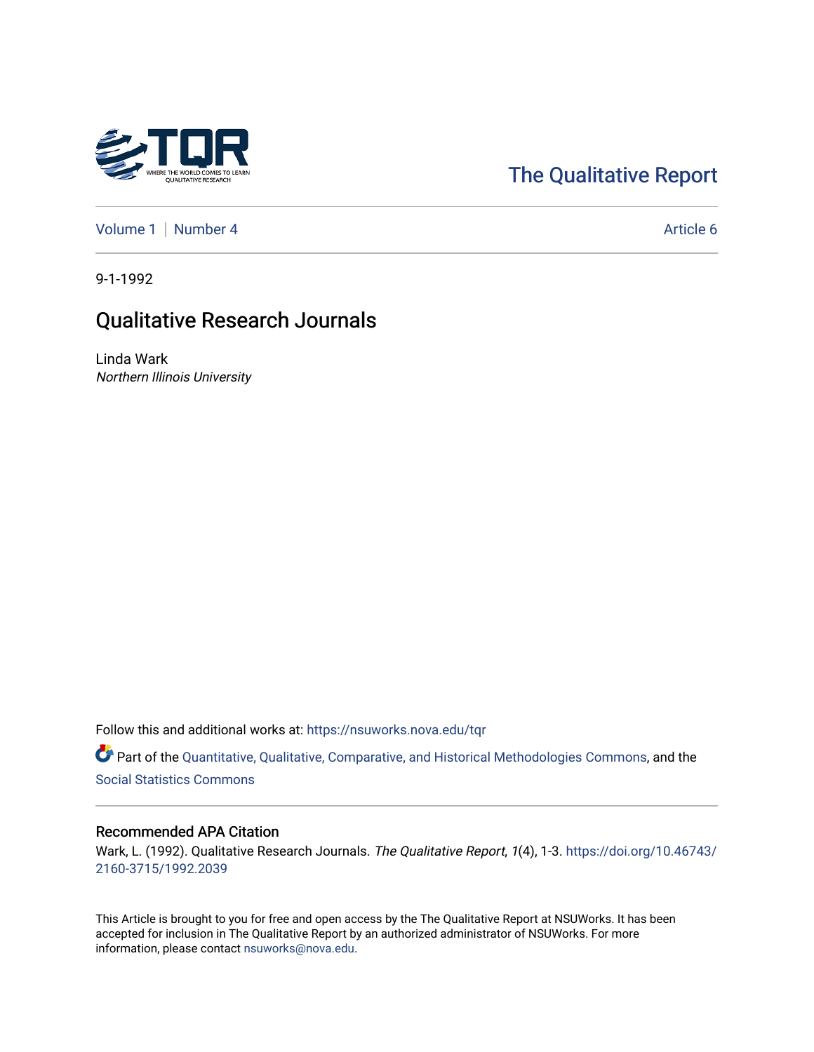The Qualitative Report

Volume 1 | Number 4 — Article 6

9-1-1992

# Qualitative Research Journals

Linda Wark
*Northern Illinois University*

Follow this and additional works at: https://nsuworks.nova.edu/tqr

Part of the Quantitative, Qualitative, Comparative, and Historical Methodologies Commons, and the Social Statistics Commons

## Recommended APA Citation

Wark, L. (1992). Qualitative Research Journals. *The Qualitative Report*, *1*(4), 1-3. https://doi.org/10.46743/2160-3715/1992.2039

This Article is brought to you for free and open access by the The Qualitative Report at NSUWorks. It has been accepted for inclusion in The Qualitative Report by an authorized administrator of NSUWorks. For more information, please contact nsuworks@nova.edu.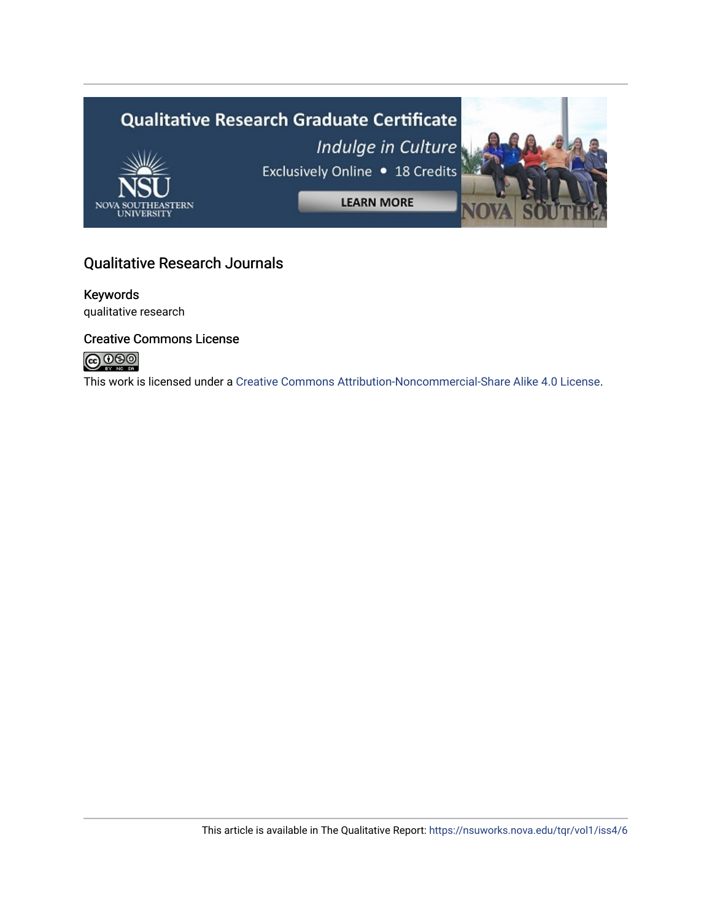Qualitative Research Graduate Certificate

*Indulge in Culture*

Exclusively Online • 18 Credits

LEARN MORE

## Qualitative Research Journals

### Keywords

qualitative research

### Creative Commons License

This work is licensed under a Creative Commons Attribution-Noncommercial-Share Alike 4.0 License.

This article is available in The Qualitative Report: https://nsuworks.nova.edu/tqr/vol1/iss4/6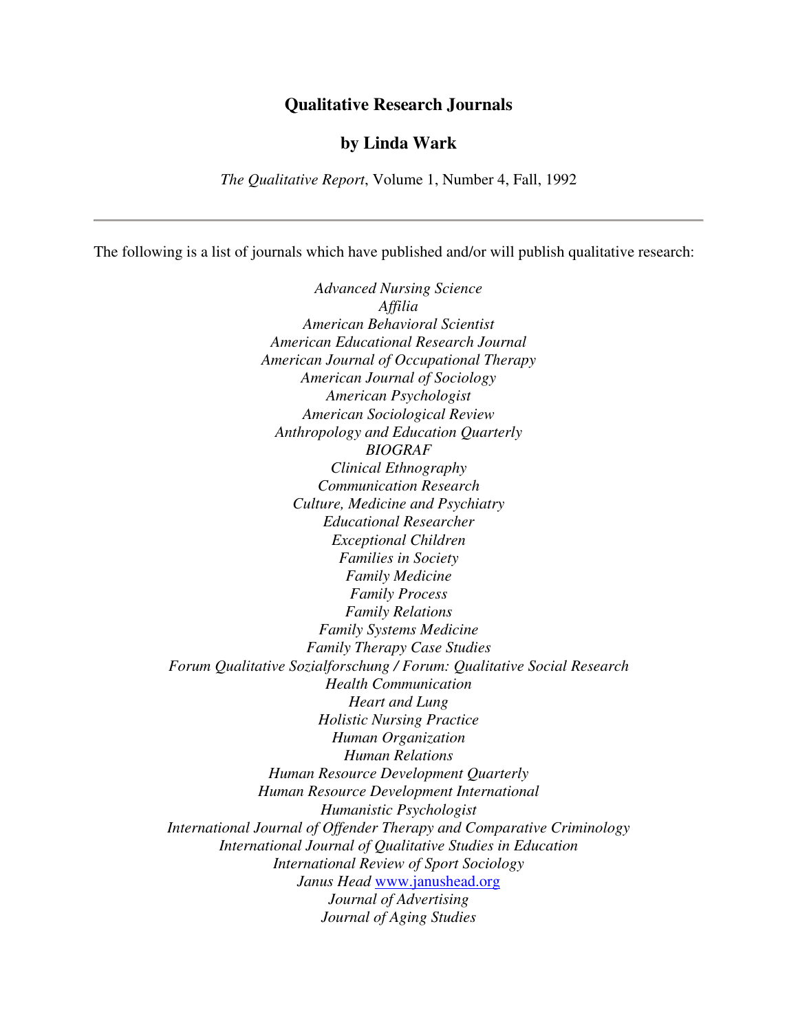## Qualitative Research Journals

### by Linda Wark

*The Qualitative Report*, Volume 1, Number 4, Fall, 1992

---

The following is a list of journals which have published and/or will publish qualitative research:

*Advanced Nursing Science*  
*Affilia*  
*American Behavioral Scientist*  
*American Educational Research Journal*  
*American Journal of Occupational Therapy*  
*American Journal of Sociology*  
*American Psychologist*  
*American Sociological Review*  
*Anthropology and Education Quarterly*  
*BIOGRAF*  
*Clinical Ethnography*  
*Communication Research*  
*Culture, Medicine and Psychiatry*  
*Educational Researcher*  
*Exceptional Children*  
*Families in Society*  
*Family Medicine*  
*Family Process*  
*Family Relations*  
*Family Systems Medicine*  
*Family Therapy Case Studies*  
*Forum Qualitative Sozialforschung / Forum: Qualitative Social Research*  
*Health Communication*  
*Heart and Lung*  
*Holistic Nursing Practice*  
*Human Organization*  
*Human Relations*  
*Human Resource Development Quarterly*  
*Human Resource Development International*  
*Humanistic Psychologist*  
*International Journal of Offender Therapy and Comparative Criminology*  
*International Journal of Qualitative Studies in Education*  
*International Review of Sport Sociology*  
*Janus Head* www.janushead.org  
*Journal of Advertising*  
*Journal of Aging Studies*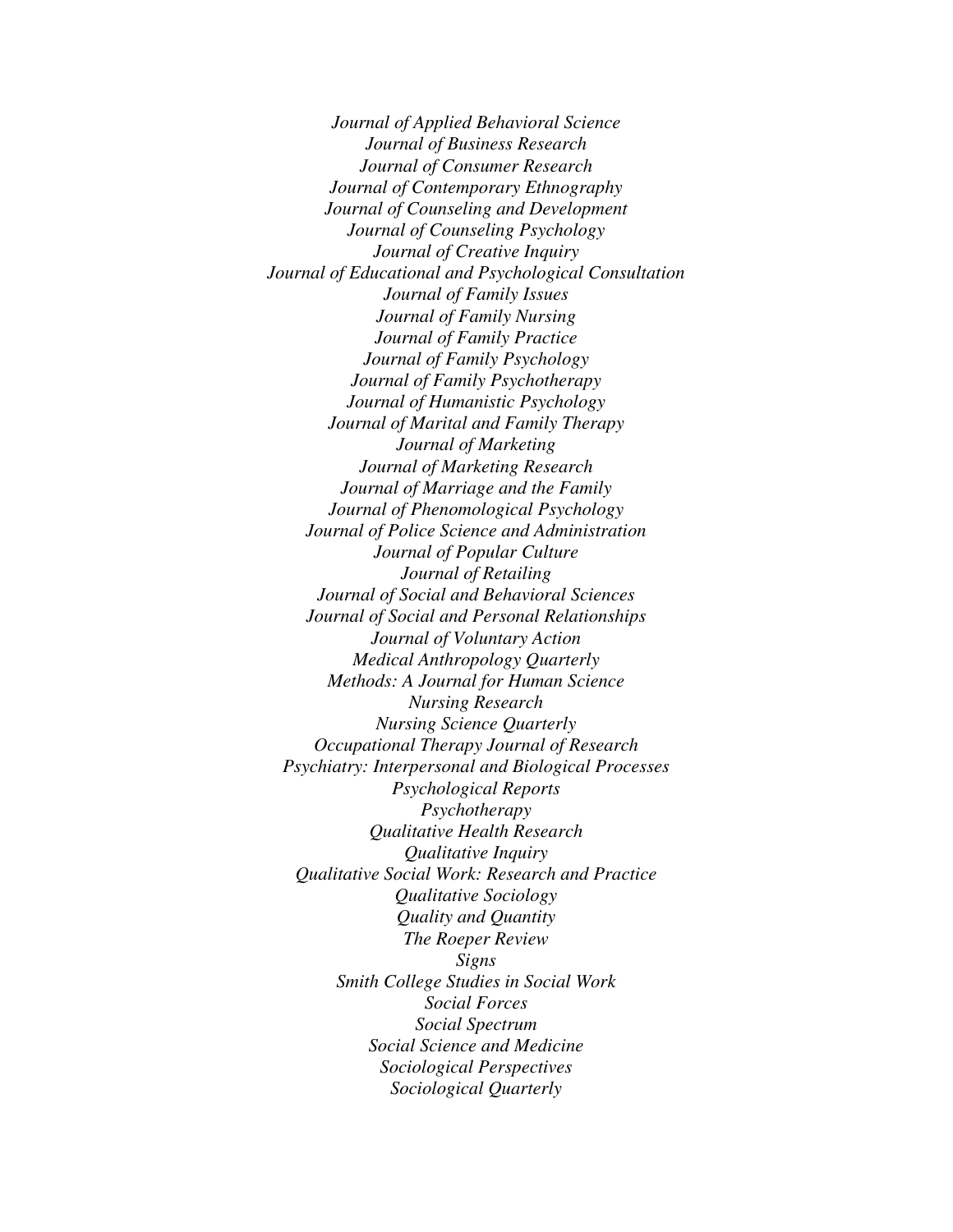*Journal of Applied Behavioral Science*
*Journal of Business Research*
*Journal of Consumer Research*
*Journal of Contemporary Ethnography*
*Journal of Counseling and Development*
*Journal of Counseling Psychology*
*Journal of Creative Inquiry*
*Journal of Educational and Psychological Consultation*
*Journal of Family Issues*
*Journal of Family Nursing*
*Journal of Family Practice*
*Journal of Family Psychology*
*Journal of Family Psychotherapy*
*Journal of Humanistic Psychology*
*Journal of Marital and Family Therapy*
*Journal of Marketing*
*Journal of Marketing Research*
*Journal of Marriage and the Family*
*Journal of Phenomenological Psychology*
*Journal of Police Science and Administration*
*Journal of Popular Culture*
*Journal of Retailing*
*Journal of Social and Behavioral Sciences*
*Journal of Social and Personal Relationships*
*Journal of Voluntary Action*
*Medical Anthropology Quarterly*
*Methods: A Journal for Human Science*
*Nursing Research*
*Nursing Science Quarterly*
*Occupational Therapy Journal of Research*
*Psychiatry: Interpersonal and Biological Processes*
*Psychological Reports*
*Psychotherapy*
*Qualitative Health Research*
*Qualitative Inquiry*
*Qualitative Social Work: Research and Practice*
*Qualitative Sociology*
*Quality and Quantity*
*The Roeper Review*
*Signs*
*Smith College Studies in Social Work*
*Social Forces*
*Social Spectrum*
*Social Science and Medicine*
*Sociological Perspectives*
*Sociological Quarterly*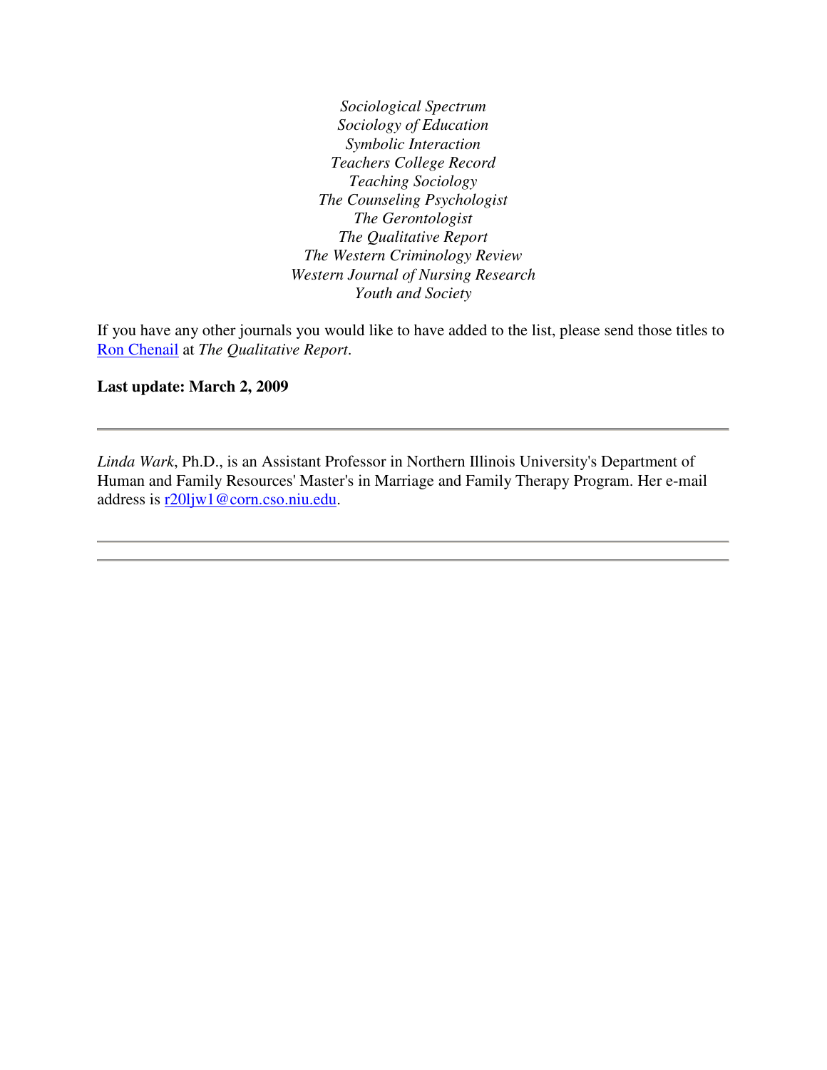*Sociological Spectrum*
*Sociology of Education*
*Symbolic Interaction*
*Teachers College Record*
*Teaching Sociology*
*The Counseling Psychologist*
*The Gerontologist*
*The Qualitative Report*
*The Western Criminology Review*
*Western Journal of Nursing Research*
*Youth and Society*

If you have any other journals you would like to have added to the list, please send those titles to Ron Chenail at *The Qualitative Report*.

**Last update: March 2, 2009**

---

*Linda Wark*, Ph.D., is an Assistant Professor in Northern Illinois University's Department of Human and Family Resources' Master's in Marriage and Family Therapy Program. Her e-mail address is r20ljw1@corn.cso.niu.edu.

---